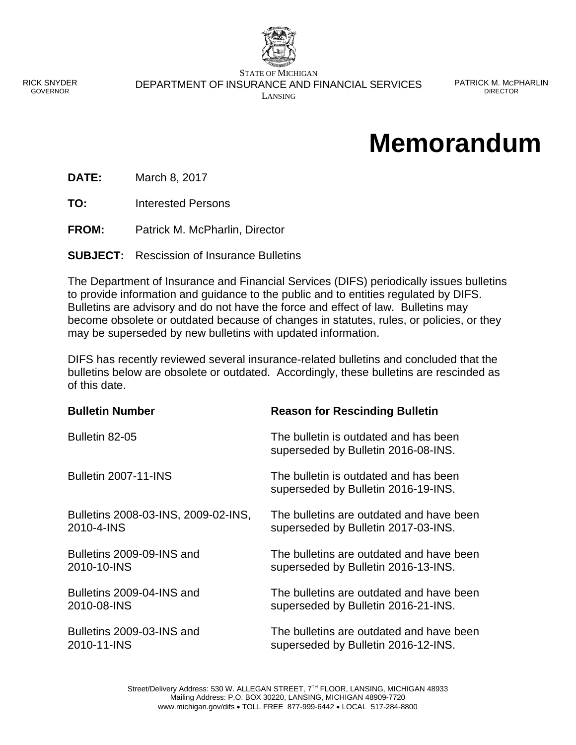RICK SNYDER
GOVERNOR

STATE OF MICHIGAN
DEPARTMENT OF INSURANCE AND FINANCIAL SERVICES
LANSING

PATRICK M. MCPHARLIN
DIRECTOR

# Memorandum

**DATE:** March 8, 2017

**TO:** Interested Persons

**FROM:** Patrick M. McPharlin, Director

**SUBJECT:** Rescission of Insurance Bulletins

The Department of Insurance and Financial Services (DIFS) periodically issues bulletins to provide information and guidance to the public and to entities regulated by DIFS. Bulletins are advisory and do not have the force and effect of law. Bulletins may become obsolete or outdated because of changes in statutes, rules, or policies, or they may be superseded by new bulletins with updated information.

DIFS has recently reviewed several insurance-related bulletins and concluded that the bulletins below are obsolete or outdated. Accordingly, these bulletins are rescinded as of this date.

| Bulletin Number | Reason for Rescinding Bulletin |
| --- | --- |
| Bulletin 82-05 | The bulletin is outdated and has been superseded by Bulletin 2016-08-INS. |
| Bulletin 2007-11-INS | The bulletin is outdated and has been superseded by Bulletin 2016-19-INS. |
| Bulletins 2008-03-INS, 2009-02-INS, 2010-4-INS | The bulletins are outdated and have been superseded by Bulletin 2017-03-INS. |
| Bulletins 2009-09-INS and 2010-10-INS | The bulletins are outdated and have been superseded by Bulletin 2016-13-INS. |
| Bulletins 2009-04-INS and 2010-08-INS | The bulletins are outdated and have been superseded by Bulletin 2016-21-INS. |
| Bulletins 2009-03-INS and 2010-11-INS | The bulletins are outdated and have been superseded by Bulletin 2016-12-INS. |

Street/Delivery Address: 530 W. ALLEGAN STREET, 7TH FLOOR, LANSING, MICHIGAN 48933
Mailing Address: P.O. BOX 30220, LANSING, MICHIGAN 48909-7720
www.michigan.gov/difs • TOLL FREE 877-999-6442 • LOCAL 517-284-8800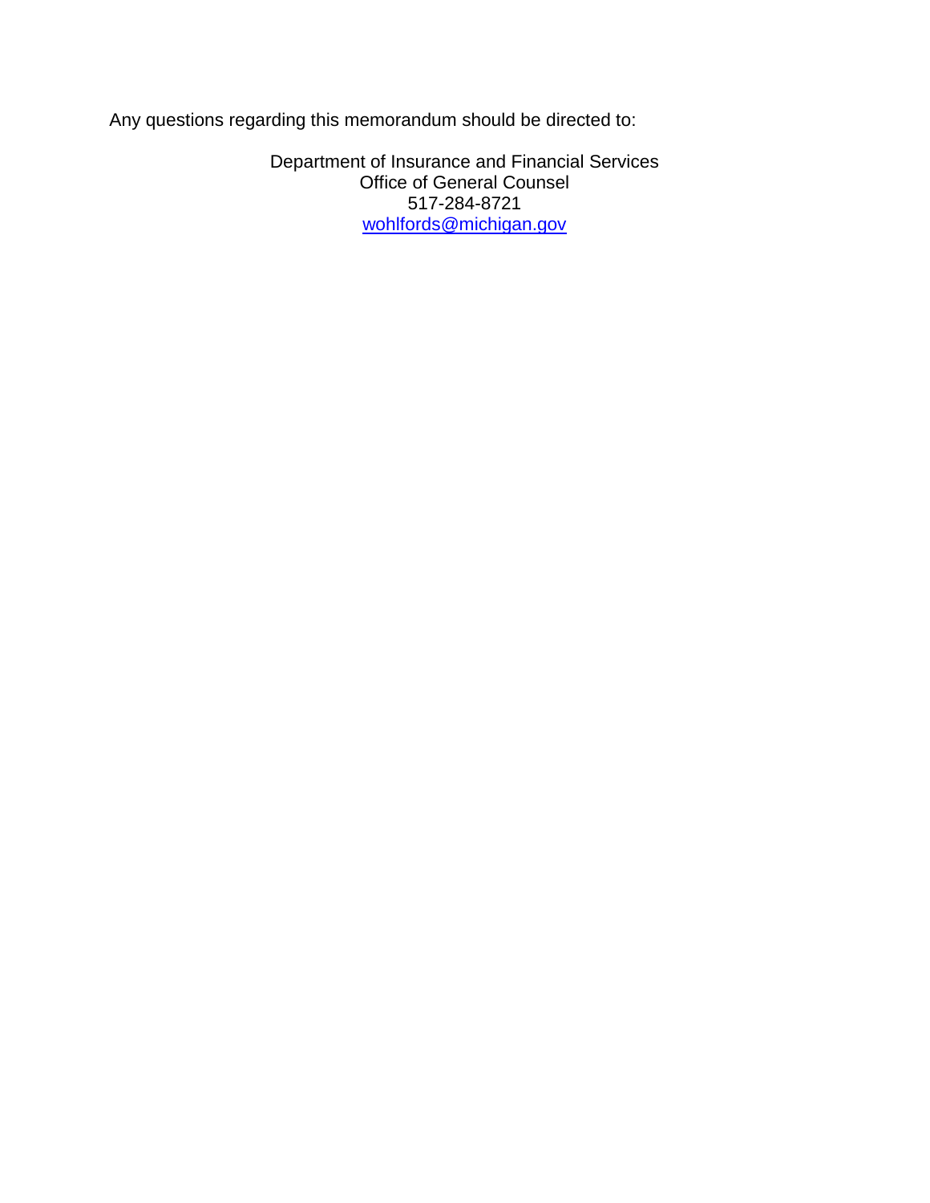Any questions regarding this memorandum should be directed to:

Department of Insurance and Financial Services
Office of General Counsel
517-284-8721
wohlfords@michigan.gov